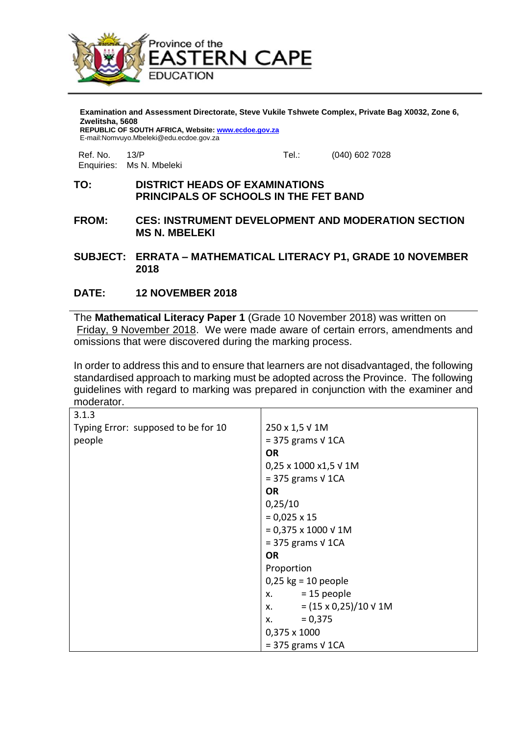Province of the
**EASTERN CAPE**
EDUCATION

**Examination and Assessment Directorate, Steve Vukile Tshwete Complex, Private Bag X0032, Zone 6, Zwelitsha, 5608**
**REPUBLIC OF SOUTH AFRICA, Website: www.ecdoe.gov.za**
E-mail:Nomvuyo.Mbeleki@edu.ecdoe.gov.za

Ref. No. 13/P  Tel.: (040) 602 7028
Enquiries: Ms N. Mbeleki

**TO:** **DISTRICT HEADS OF EXAMINATIONS**
**PRINCIPALS OF SCHOOLS IN THE FET BAND**

**FROM:** **CES: INSTRUMENT DEVELOPMENT AND MODERATION SECTION**
**MS N. MBELEKI**

**SUBJECT:** **ERRATA – MATHEMATICAL LITERACY P1, GRADE 10 NOVEMBER 2018**

**DATE:** **12 NOVEMBER 2018**

The **Mathematical Literacy Paper 1** (Grade 10 November 2018) was written on Friday, 9 November 2018. We were made aware of certain errors, amendments and omissions that were discovered during the marking process.

In order to address this and to ensure that learners are not disadvantaged, the following standardised approach to marking must be adopted across the Province. The following guidelines with regard to marking was prepared in conjunction with the examiner and moderator.

| 3.1.3 | |
|---|---|
| Typing Error: supposed to be for 10 people | 250 x 1,5 √ 1M<br>= 375 grams √ 1CA<br>**OR**<br>0,25 x 1000 x1,5 √ 1M<br>= 375 grams √ 1CA<br>**OR**<br>0,25/10<br>= 0,025 x 15<br>= 0,375 x 1000 √ 1M<br>= 375 grams √ 1CA<br>**OR**<br>Proportion<br>0,25 kg = 10 people<br>x. = 15 people<br>x. = (15 x 0,25)/10 √ 1M<br>x. = 0,375<br>0,375 x 1000<br>= 375 grams √ 1CA |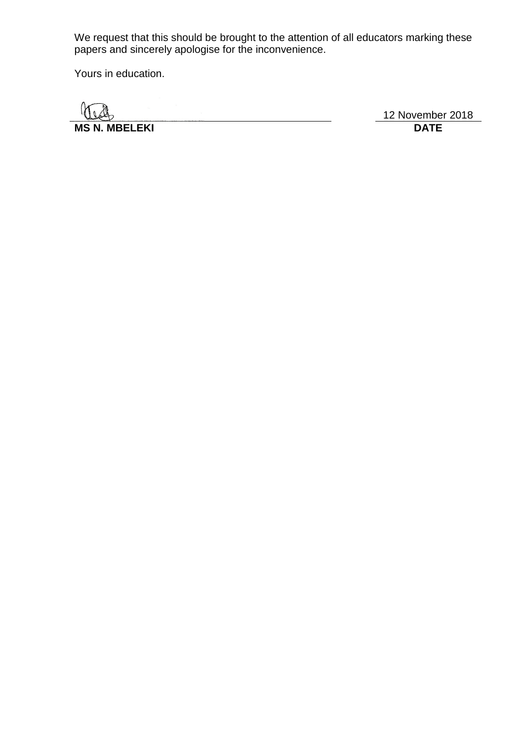We request that this should be brought to the attention of all educators marking these papers and sincerely apologise for the inconvenience.

Yours in education.

**MS N. MBELEKI**

12 November 2018
**DATE**